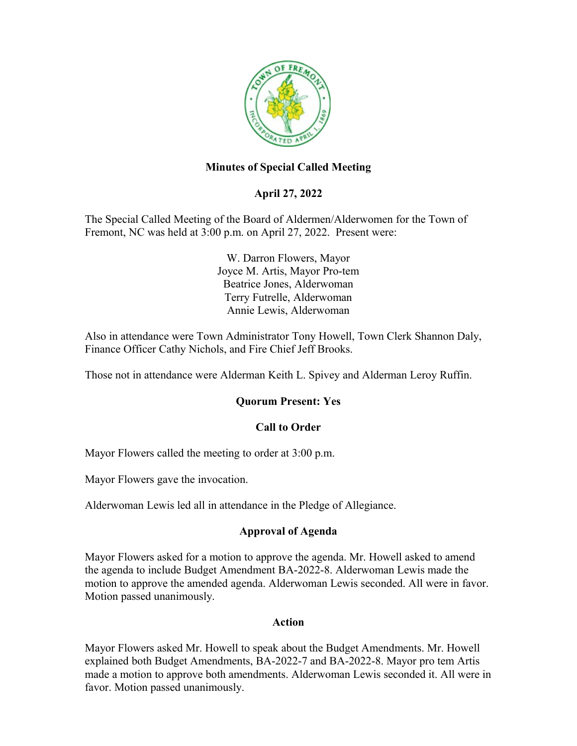# Minutes of Special Called Meeting

## April 27, 2022

The Special Called Meeting of the Board of Aldermen/Alderwomen for the Town of Fremont, NC was held at 3:00 p.m. on April 27, 2022. Present were:

W. Darron Flowers, Mayor
Joyce M. Artis, Mayor Pro-tem
Beatrice Jones, Alderwoman
Terry Futrelle, Alderwoman
Annie Lewis, Alderwoman

Also in attendance were Town Administrator Tony Howell, Town Clerk Shannon Daly, Finance Officer Cathy Nichols, and Fire Chief Jeff Brooks.

Those not in attendance were Alderman Keith L. Spivey and Alderman Leroy Ruffin.

**Quorum Present: Yes**

**Call to Order**

Mayor Flowers called the meeting to order at 3:00 p.m.

Mayor Flowers gave the invocation.

Alderwoman Lewis led all in attendance in the Pledge of Allegiance.

**Approval of Agenda**

Mayor Flowers asked for a motion to approve the agenda. Mr. Howell asked to amend the agenda to include Budget Amendment BA-2022-8. Alderwoman Lewis made the motion to approve the amended agenda. Alderwoman Lewis seconded. All were in favor. Motion passed unanimously.

**Action**

Mayor Flowers asked Mr. Howell to speak about the Budget Amendments. Mr. Howell explained both Budget Amendments, BA-2022-7 and BA-2022-8. Mayor pro tem Artis made a motion to approve both amendments. Alderwoman Lewis seconded it. All were in favor. Motion passed unanimously.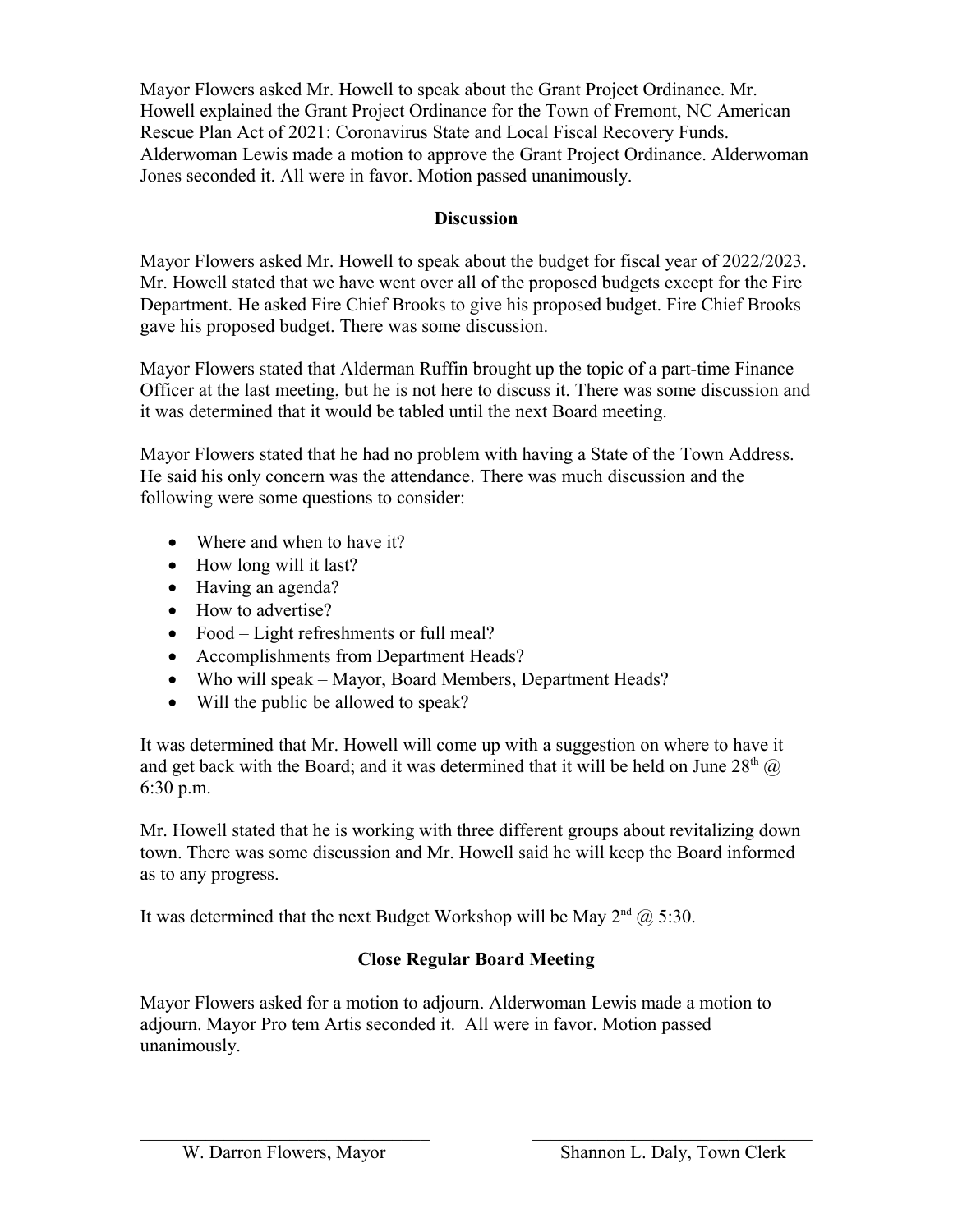Mayor Flowers asked Mr. Howell to speak about the Grant Project Ordinance. Mr. Howell explained the Grant Project Ordinance for the Town of Fremont, NC American Rescue Plan Act of 2021: Coronavirus State and Local Fiscal Recovery Funds. Alderwoman Lewis made a motion to approve the Grant Project Ordinance. Alderwoman Jones seconded it. All were in favor. Motion passed unanimously.

## Discussion

Mayor Flowers asked Mr. Howell to speak about the budget for fiscal year of 2022/2023. Mr. Howell stated that we have went over all of the proposed budgets except for the Fire Department. He asked Fire Chief Brooks to give his proposed budget. Fire Chief Brooks gave his proposed budget. There was some discussion.

Mayor Flowers stated that Alderman Ruffin brought up the topic of a part-time Finance Officer at the last meeting, but he is not here to discuss it. There was some discussion and it was determined that it would be tabled until the next Board meeting.

Mayor Flowers stated that he had no problem with having a State of the Town Address. He said his only concern was the attendance. There was much discussion and the following were some questions to consider:

- Where and when to have it?
- How long will it last?
- Having an agenda?
- How to advertise?
- Food – Light refreshments or full meal?
- Accomplishments from Department Heads?
- Who will speak – Mayor, Board Members, Department Heads?
- Will the public be allowed to speak?

It was determined that Mr. Howell will come up with a suggestion on where to have it and get back with the Board; and it was determined that it will be held on June 28th @ 6:30 p.m.

Mr. Howell stated that he is working with three different groups about revitalizing down town. There was some discussion and Mr. Howell said he will keep the Board informed as to any progress.

It was determined that the next Budget Workshop will be May 2nd @ 5:30.

## Close Regular Board Meeting

Mayor Flowers asked for a motion to adjourn. Alderwoman Lewis made a motion to adjourn. Mayor Pro tem Artis seconded it. All were in favor. Motion passed unanimously.

W. Darron Flowers, Mayor

Shannon L. Daly, Town Clerk